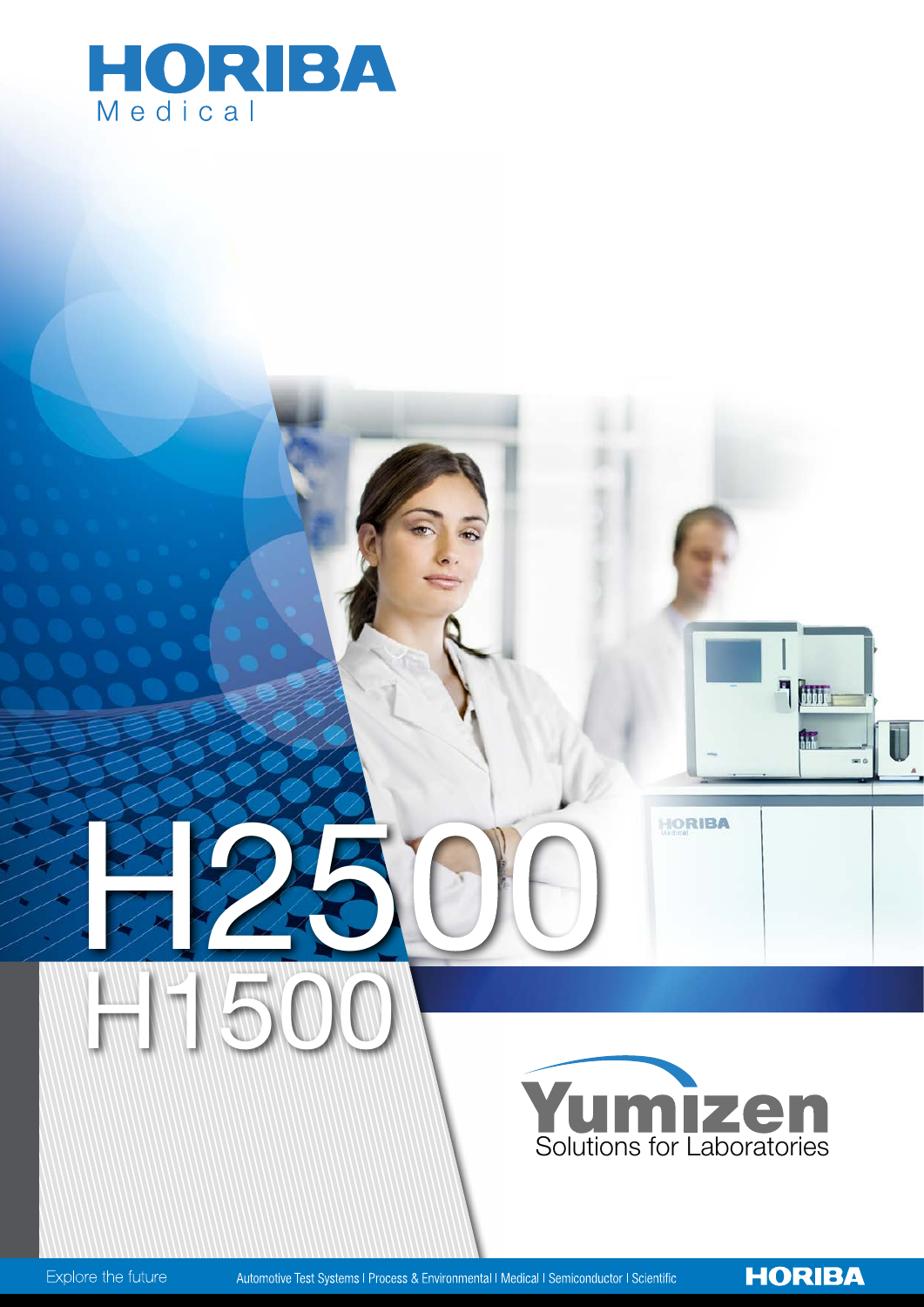# HORIBA
Medical

# H2500
# H1500

Yumizen
Solutions for Laboratories

Explore the future

Automotive Test Systems | Process & Environmental | Medical | Semiconductor | Scientific

HORIBA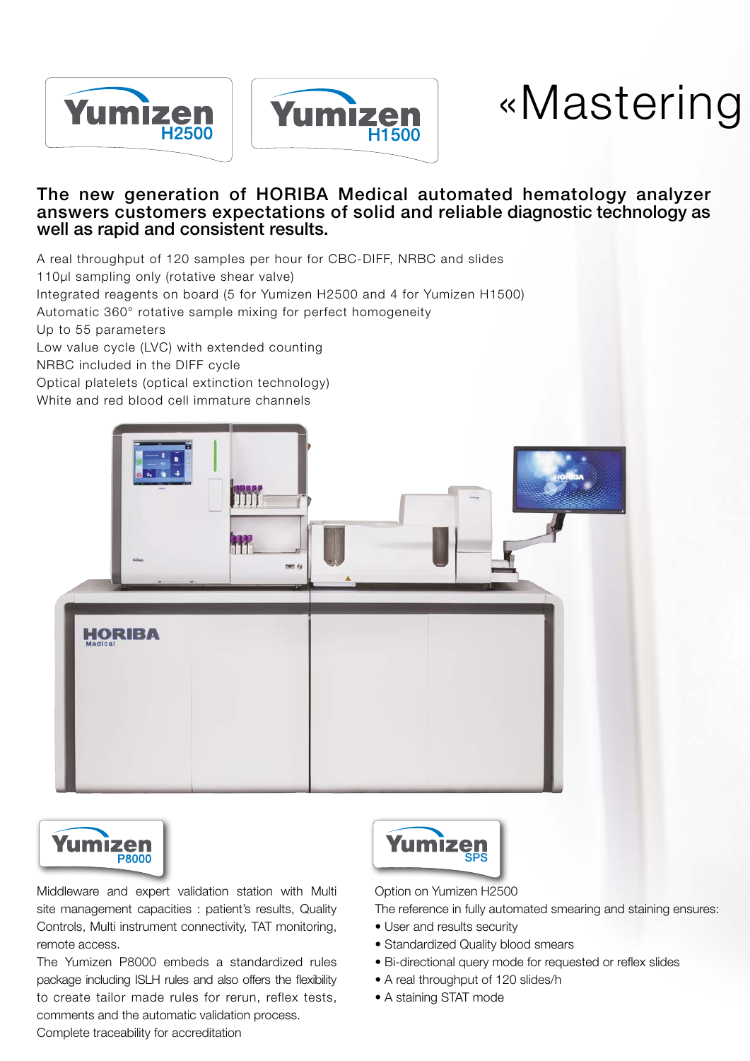Yumizen H2500

Yumizen H1500

# «Mastering

**The new generation of HORIBA Medical automated hematology analyzer answers customers expectations of solid and reliable diagnostic technology as well as rapid and consistent results.**

A real throughput of 120 samples per hour for CBC-DIFF, NRBC and slides
110μl sampling only (rotative shear valve)
Integrated reagents on board (5 for Yumizen H2500 and 4 for Yumizen H1500)
Automatic 360° rotative sample mixing for perfect homogeneity
Up to 55 parameters
Low value cycle (LVC) with extended counting
NRBC included in the DIFF cycle
Optical platelets (optical extinction technology)
White and red blood cell immature channels

## Yumizen P8000

Middleware and expert validation station with Multi site management capacities : patient's results, Quality Controls, Multi instrument connectivity, TAT monitoring, remote access.

The Yumizen P8000 embeds a standardized rules package including ISLH rules and also offers the flexibility to create tailor made rules for rerun, reflex tests, comments and the automatic validation process.

Complete traceability for accreditation

## Yumizen SPS

Option on Yumizen H2500

The reference in fully automated smearing and staining ensures:

- User and results security
- Standardized Quality blood smears
- Bi-directional query mode for requested or reflex slides
- A real throughput of 120 slides/h
- A staining STAT mode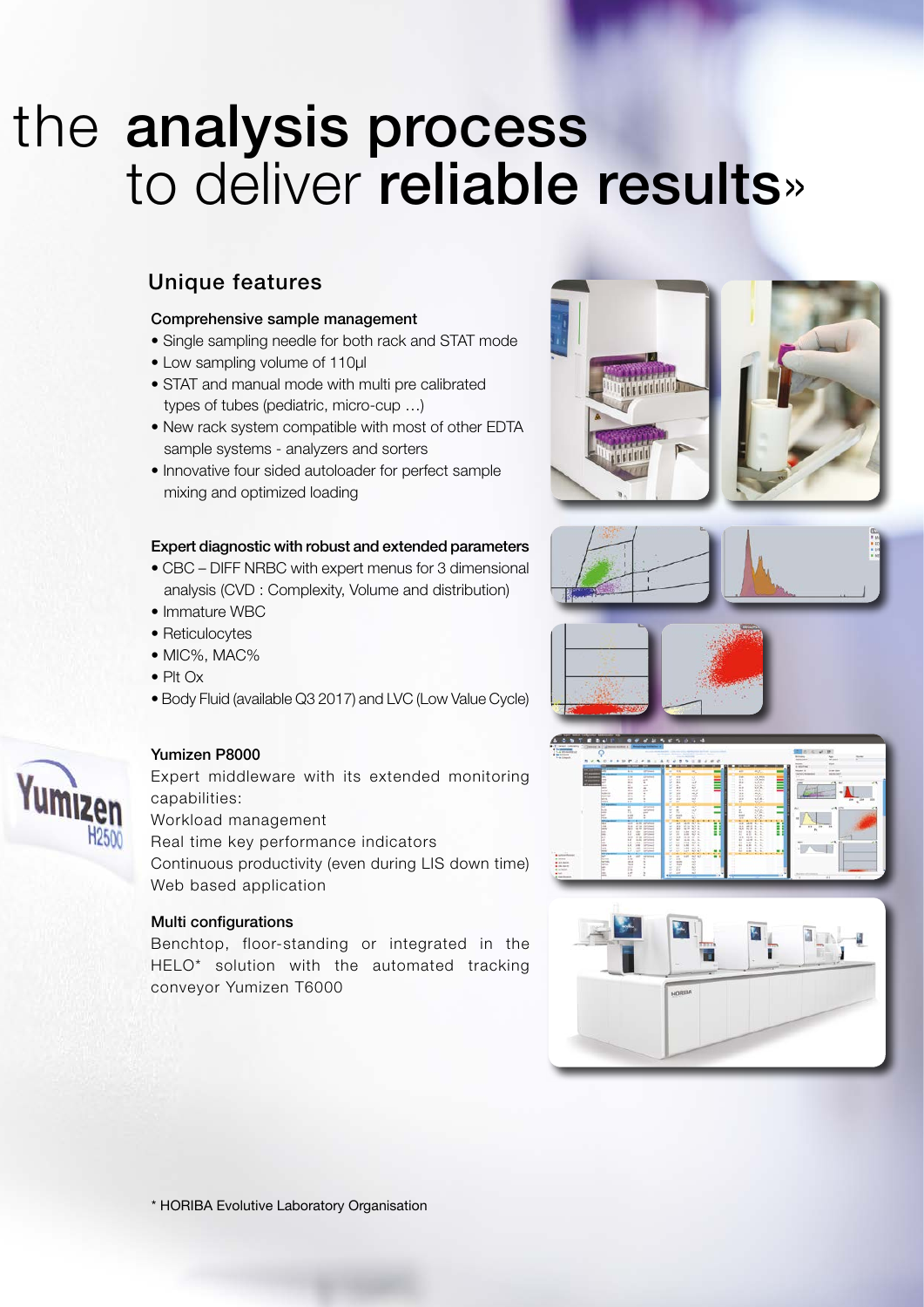# the **analysis process** to deliver **reliable results**»

## Unique features

### Comprehensive sample management

- Single sampling needle for both rack and STAT mode
- Low sampling volume of 110µl
- STAT and manual mode with multi pre calibrated types of tubes (pediatric, micro-cup …)
- New rack system compatible with most of other EDTA sample systems - analyzers and sorters
- Innovative four sided autoloader for perfect sample mixing and optimized loading

### Expert diagnostic with robust and extended parameters

- CBC – DIFF NRBC with expert menus for 3 dimensional analysis (CVD : Complexity, Volume and distribution)
- Immature WBC
- Reticulocytes
- MIC%, MAC%
- Plt Ox
- Body Fluid (available Q3 2017) and LVC (Low Value Cycle)

### Yumizen P8000

Expert middleware with its extended monitoring capabilities:
Workload management
Real time key performance indicators
Continuous productivity (even during LIS down time)
Web based application

### Multi configurations

Benchtop, floor-standing or integrated in the HELO* solution with the automated tracking conveyor Yumizen T6000

\* HORIBA Evolutive Laboratory Organisation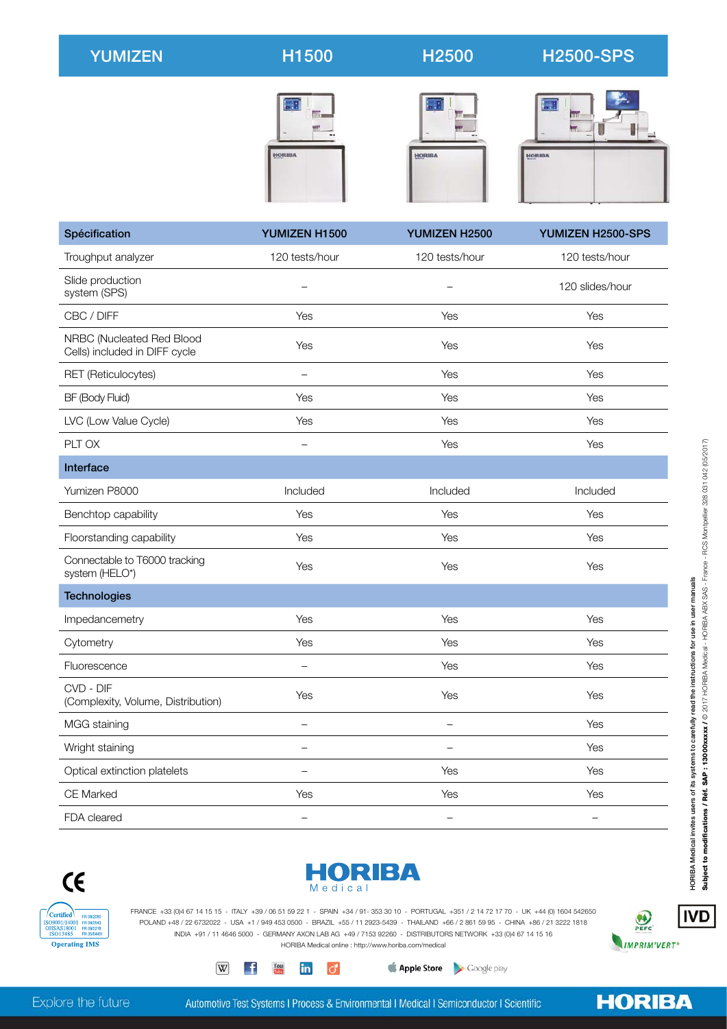| YUMIZEN | H1500 | H2500 | H2500-SPS |
| --- | --- | --- | --- |

| Spécification | YUMIZEN H1500 | YUMIZEN H2500 | YUMIZEN H2500-SPS |
| --- | --- | --- | --- |
| Troughput analyzer | 120 tests/hour | 120 tests/hour | 120 tests/hour |
| Slide production system (SPS) | – | – | 120 slides/hour |
| CBC / DIFF | Yes | Yes | Yes |
| NRBC (Nucleated Red Blood Cells) included in DIFF cycle | Yes | Yes | Yes |
| RET (Reticulocytes) | – | Yes | Yes |
| BF (Body Fluid) | Yes | Yes | Yes |
| LVC (Low Value Cycle) | Yes | Yes | Yes |
| PLT OX | – | Yes | Yes |
| **Interface** | | | |
| Yumizen P8000 | Included | Included | Included |
| Benchtop capability | Yes | Yes | Yes |
| Floorstanding capability | Yes | Yes | Yes |
| Connectable to T6000 tracking system (HELO*) | Yes | Yes | Yes |
| **Technologies** | | | |
| Impedancemetry | Yes | Yes | Yes |
| Cytometry | Yes | Yes | Yes |
| Fluorescence | – | Yes | Yes |
| CVD - DIF (Complexity, Volume, Distribution) | Yes | Yes | Yes |
| MGG staining | – | – | Yes |
| Wright staining | – | – | Yes |
| Optical extinction platelets | – | Yes | Yes |
| CE Marked | Yes | Yes | Yes |
| FDA cleared | – | – | – |

HORIBA Medical

FRANCE +33 (0)4 67 14 15 15 - ITALY +39 / 06 51 59 22 1 - SPAIN +34 / 91- 353 30 10 - PORTUGAL +351 / 2 14 72 17 70 - UK +44 (0) 1604 542650
POLAND +48 / 22 6732022 - USA +1 / 949 453 0500 - BRAZIL +55 / 11 2923-5439 - THAILAND +66 / 2 861 59 95 - CHINA +86 / 21 3222 1818
INDIA +91 / 11 4646 5000 - GERMANY AXON LAB AG +49 / 7153 92260 - DISTRIBUTORS NETWORK +33 (0)4 67 14 15 16
HORIBA Medical online : http://www.horiba.com/medical

HORIBA Medical invites users of its systems to carefully read the instructions for use in user manuals
**Subject to modifications / Réf. SAP : 13000xxxx /** © 2017 HORIBA Medical - HORIBA ABX SAS - France - RCS Montpellier 328 031 042 (05/2017)

Explore the future

Automotive Test Systems | Process & Environmental | Medical | Semiconductor | Scientific

HORIBA